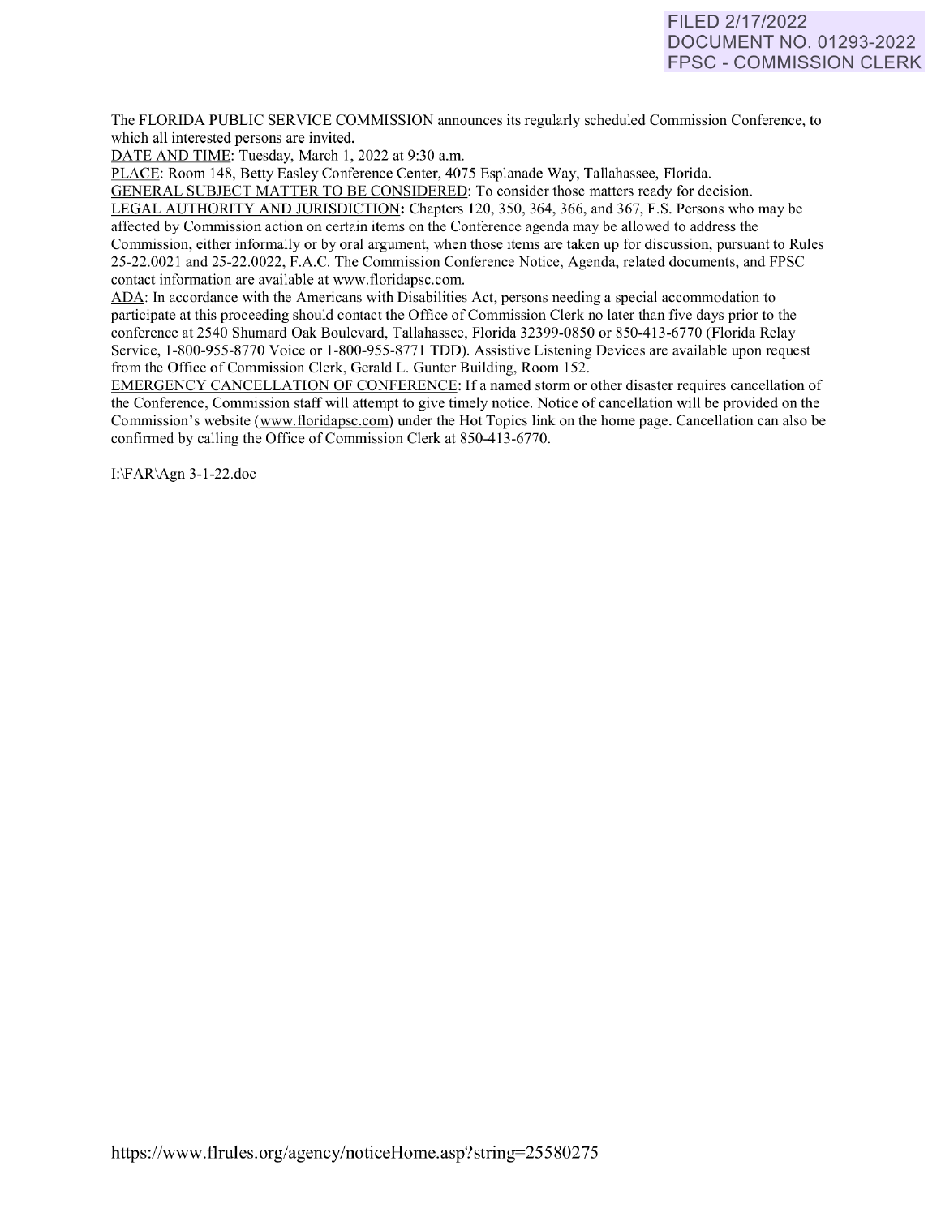FILED 2/17/2022
DOCUMENT NO. 01293-2022
FPSC - COMMISSION CLERK

The FLORIDA PUBLIC SERVICE COMMISSION announces its regularly scheduled Commission Conference, to which all interested persons are invited.

DATE AND TIME: Tuesday, March 1, 2022 at 9:30 a.m.

PLACE: Room 148, Betty Easley Conference Center, 4075 Esplanade Way, Tallahassee, Florida.

GENERAL SUBJECT MATTER TO BE CONSIDERED: To consider those matters ready for decision.

LEGAL AUTHORITY AND JURISDICTION: Chapters 120, 350, 364, 366, and 367, F.S. Persons who may be affected by Commission action on certain items on the Conference agenda may be allowed to address the Commission, either informally or by oral argument, when those items are taken up for discussion, pursuant to Rules 25-22.0021 and 25-22.0022, F.A.C. The Commission Conference Notice, Agenda, related documents, and FPSC contact information are available at www.floridapsc.com.

ADA: In accordance with the Americans with Disabilities Act, persons needing a special accommodation to participate at this proceeding should contact the Office of Commission Clerk no later than five days prior to the conference at 2540 Shumard Oak Boulevard, Tallahassee, Florida 32399-0850 or 850-413-6770 (Florida Relay Service, 1-800-955-8770 Voice or 1-800-955-8771 TDD). Assistive Listening Devices are available upon request from the Office of Commission Clerk, Gerald L. Gunter Building, Room 152.

EMERGENCY CANCELLATION OF CONFERENCE: If a named storm or other disaster requires cancellation of the Conference, Commission staff will attempt to give timely notice. Notice of cancellation will be provided on the Commission's website (www.floridapsc.com) under the Hot Topics link on the home page. Cancellation can also be confirmed by calling the Office of Commission Clerk at 850-413-6770.

I:\FAR\Agn 3-1-22.doc

https://www.flrules.org/agency/noticeHome.asp?string=25580275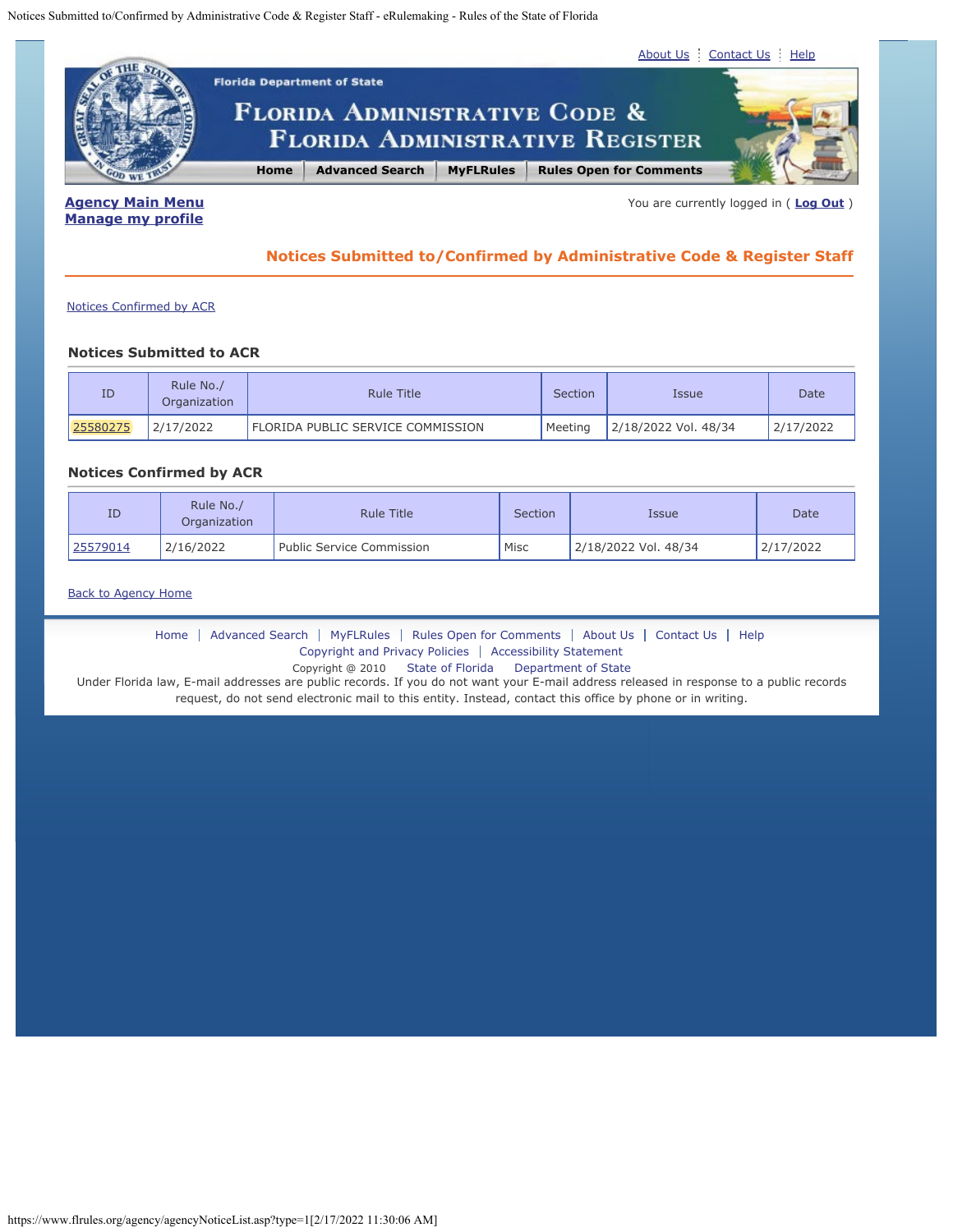About Us | Contact Us | Help

Florida Department of State

# FLORIDA ADMINISTRATIVE CODE & FLORIDA ADMINISTRATIVE REGISTER

Home | Advanced Search | MyFLRules | Rules Open for Comments

**Agency Main Menu**
**Manage my profile**

You are currently logged in ( **Log Out** )

## Notices Submitted to/Confirmed by Administrative Code & Register Staff

Notices Confirmed by ACR

### Notices Submitted to ACR

| ID | Rule No./ Organization | Rule Title | Section | Issue | Date |
|---|---|---|---|---|---|
| 25580275 | 2/17/2022 | FLORIDA PUBLIC SERVICE COMMISSION | Meeting | 2/18/2022 Vol. 48/34 | 2/17/2022 |

### Notices Confirmed by ACR

| ID | Rule No./ Organization | Rule Title | Section | Issue | Date |
|---|---|---|---|---|---|
| 25579014 | 2/16/2022 | Public Service Commission | Misc | 2/18/2022 Vol. 48/34 | 2/17/2022 |

Back to Agency Home

Home | Advanced Search | MyFLRules | Rules Open for Comments | About Us | Contact Us | Help
Copyright and Privacy Policies | Accessibility Statement
Copyright @ 2010 State of Florida Department of State
Under Florida law, E-mail addresses are public records. If you do not want your E-mail address released in response to a public records request, do not send electronic mail to this entity. Instead, contact this office by phone or in writing.